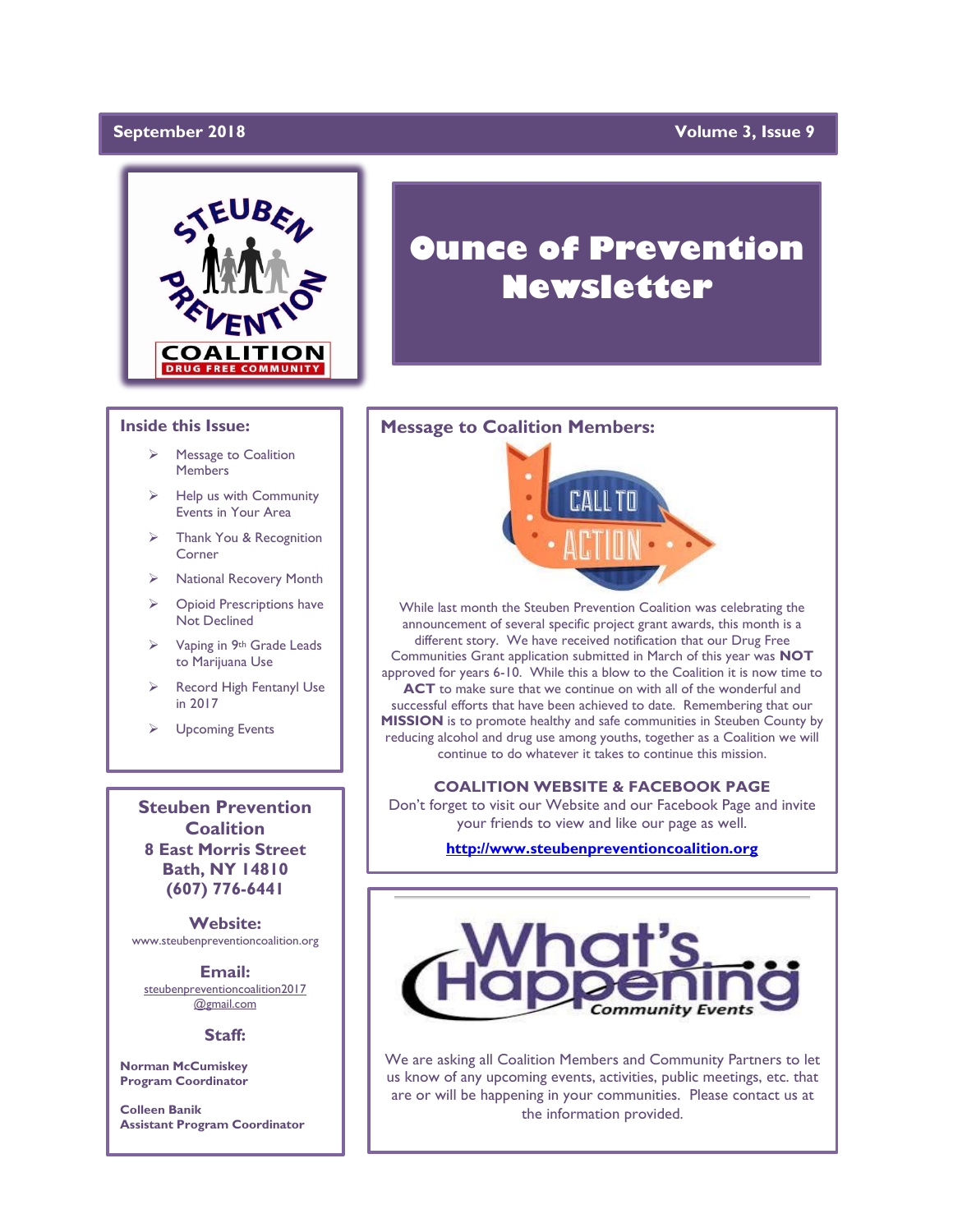September 2018 Volume 3, Issue 9

# Ounce of Prevention Newsletter

## Inside this Issue:

- Message to Coalition Members
- Help us with Community Events in Your Area
- Thank You & Recognition Corner
- National Recovery Month
- Opioid Prescriptions have Not Declined
- Vaping in 9th Grade Leads to Marijuana Use
- Record High Fentanyl Use in 2017
- Upcoming Events

**Steuben Prevention Coalition**
**8 East Morris Street**
**Bath, NY 14810**
**(607) 776-6441**

**Website:**
www.steubenpreventioncoalition.org

**Email:**
steubenpreventioncoalition2017@gmail.com

**Staff:**

**Norman McCumiskey**
**Program Coordinator**

**Colleen Banik**
**Assistant Program Coordinator**

## Message to Coalition Members:

While last month the Steuben Prevention Coalition was celebrating the announcement of several specific project grant awards, this month is a different story. We have received notification that our Drug Free Communities Grant application submitted in March of this year was **NOT** approved for years 6-10. While this a blow to the Coalition it is now time to **ACT** to make sure that we continue on with all of the wonderful and successful efforts that have been achieved to date. Remembering that our **MISSION** is to promote healthy and safe communities in Steuben County by reducing alcohol and drug use among youths, together as a Coalition we will continue to do whatever it takes to continue this mission.

**COALITION WEBSITE & FACEBOOK PAGE**
Don't forget to visit our Website and our Facebook Page and invite your friends to view and like our page as well.

http://www.steubenpreventioncoalition.org

## What's Happening... Community Events

We are asking all Coalition Members and Community Partners to let us know of any upcoming events, activities, public meetings, etc. that are or will be happening in your communities. Please contact us at the information provided.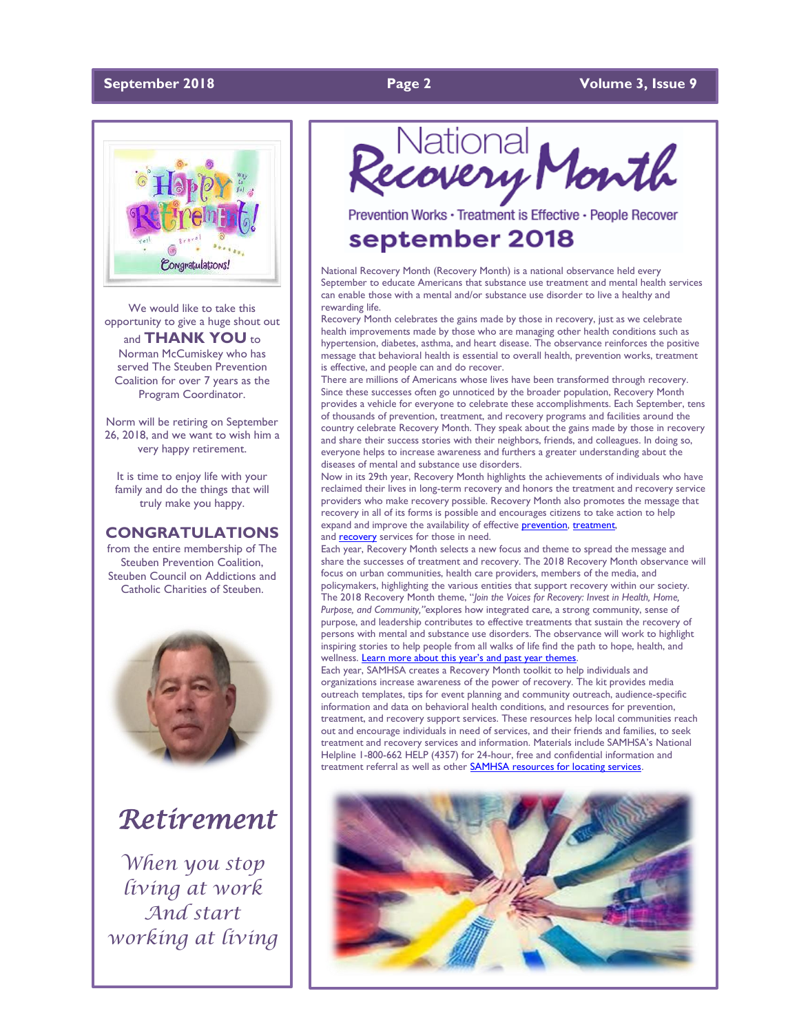We would like to take this opportunity to give a huge shout out and **THANK YOU** to Norman McCumiskey who has served The Steuben Prevention Coalition for over 7 years as the Program Coordinator.

Norm will be retiring on September 26, 2018, and we want to wish him a very happy retirement.

It is time to enjoy life with your family and do the things that will truly make you happy.

**CONGRATULATIONS**

from the entire membership of The Steuben Prevention Coalition, Steuben Council on Addictions and Catholic Charities of Steuben.

## *Retirement*

*When you stop living at work And start working at living*

# National Recovery Month

Prevention Works · Treatment is Effective · People Recover

## september 2018

National Recovery Month (Recovery Month) is a national observance held every September to educate Americans that substance use treatment and mental health services can enable those with a mental and/or substance use disorder to live a healthy and rewarding life.

Recovery Month celebrates the gains made by those in recovery, just as we celebrate health improvements made by those who are managing other health conditions such as hypertension, diabetes, asthma, and heart disease. The observance reinforces the positive message that behavioral health is essential to overall health, prevention works, treatment is effective, and people can and do recover.

There are millions of Americans whose lives have been transformed through recovery. Since these successes often go unnoticed by the broader population, Recovery Month provides a vehicle for everyone to celebrate these accomplishments. Each September, tens of thousands of prevention, treatment, and recovery programs and facilities around the country celebrate Recovery Month. They speak about the gains made by those in recovery and share their success stories with their neighbors, friends, and colleagues. In doing so, everyone helps to increase awareness and furthers a greater understanding about the diseases of mental and substance use disorders.

Now in its 29th year, Recovery Month highlights the achievements of individuals who have reclaimed their lives in long-term recovery and honors the treatment and recovery service providers who make recovery possible. Recovery Month also promotes the message that recovery in all of its forms is possible and encourages citizens to take action to help expand and improve the availability of effective prevention, treatment, and recovery services for those in need.

Each year, Recovery Month selects a new focus and theme to spread the message and share the successes of treatment and recovery. The 2018 Recovery Month observance will focus on urban communities, health care providers, members of the media, and policymakers, highlighting the various entities that support recovery within our society. The 2018 Recovery Month theme, "*Join the Voices for Recovery: Invest in Health, Home, Purpose, and Community,*"explores how integrated care, a strong community, sense of purpose, and leadership contributes to effective treatments that sustain the recovery of persons with mental and substance use disorders. The observance will work to highlight inspiring stories to help people from all walks of life find the path to hope, health, and wellness. Learn more about this year's and past year themes.

Each year, SAMHSA creates a Recovery Month toolkit to help individuals and organizations increase awareness of the power of recovery. The kit provides media outreach templates, tips for event planning and community outreach, audience-specific information and data on behavioral health conditions, and resources for prevention, treatment, and recovery support services. These resources help local communities reach out and encourage individuals in need of services, and their friends and families, to seek treatment and recovery services and information. Materials include SAMHSA's National Helpline 1-800-662 HELP (4357) for 24-hour, free and confidential information and treatment referral as well as other SAMHSA resources for locating services.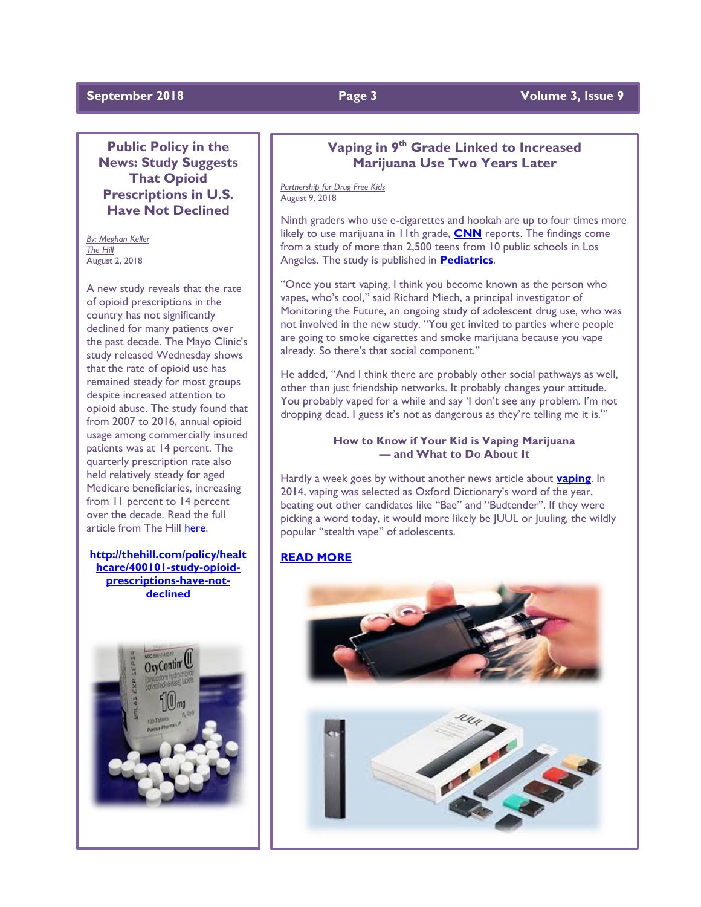## Public Policy in the News: Study Suggests That Opioid Prescriptions in U.S. Have Not Declined

*By: Meghan Keller*
*The Hill*
August 2, 2018

A new study reveals that the rate of opioid prescriptions in the country has not significantly declined for many patients over the past decade. The Mayo Clinic's study released Wednesday shows that the rate of opioid use has remained steady for most groups despite increased attention to opioid abuse. The study found that from 2007 to 2016, annual opioid usage among commercially insured patients was at 14 percent. The quarterly prescription rate also held relatively steady for aged Medicare beneficiaries, increasing from 11 percent to 14 percent over the decade. Read the full article from The Hill here.

**http://thehill.com/policy/healthcare/400101-study-opioid-prescriptions-have-not-declined**

## Vaping in 9th Grade Linked to Increased Marijuana Use Two Years Later

*Partnership for Drug Free Kids*
August 9, 2018

Ninth graders who use e-cigarettes and hookah are up to four times more likely to use marijuana in 11th grade, **CNN** reports. The findings come from a study of more than 2,500 teens from 10 public schools in Los Angeles. The study is published in **Pediatrics**.

"Once you start vaping, I think you become known as the person who vapes, who's cool," said Richard Miech, a principal investigator of Monitoring the Future, an ongoing study of adolescent drug use, who was not involved in the new study. "You get invited to parties where people are going to smoke cigarettes and smoke marijuana because you vape already. So there's that social component."

He added, "And I think there are probably other social pathways as well, other than just friendship networks. It probably changes your attitude. You probably vaped for a while and say 'I don't see any problem. I'm not dropping dead. I guess it's not as dangerous as they're telling me it is.'"

### How to Know if Your Kid is Vaping Marijuana — and What to Do About It

Hardly a week goes by without another news article about **vaping**. In 2014, vaping was selected as Oxford Dictionary's word of the year, beating out other candidates like "Bae" and "Budtender". If they were picking a word today, it would more likely be JUUL or Juuling, the wildly popular "stealth vape" of adolescents.

**READ MORE**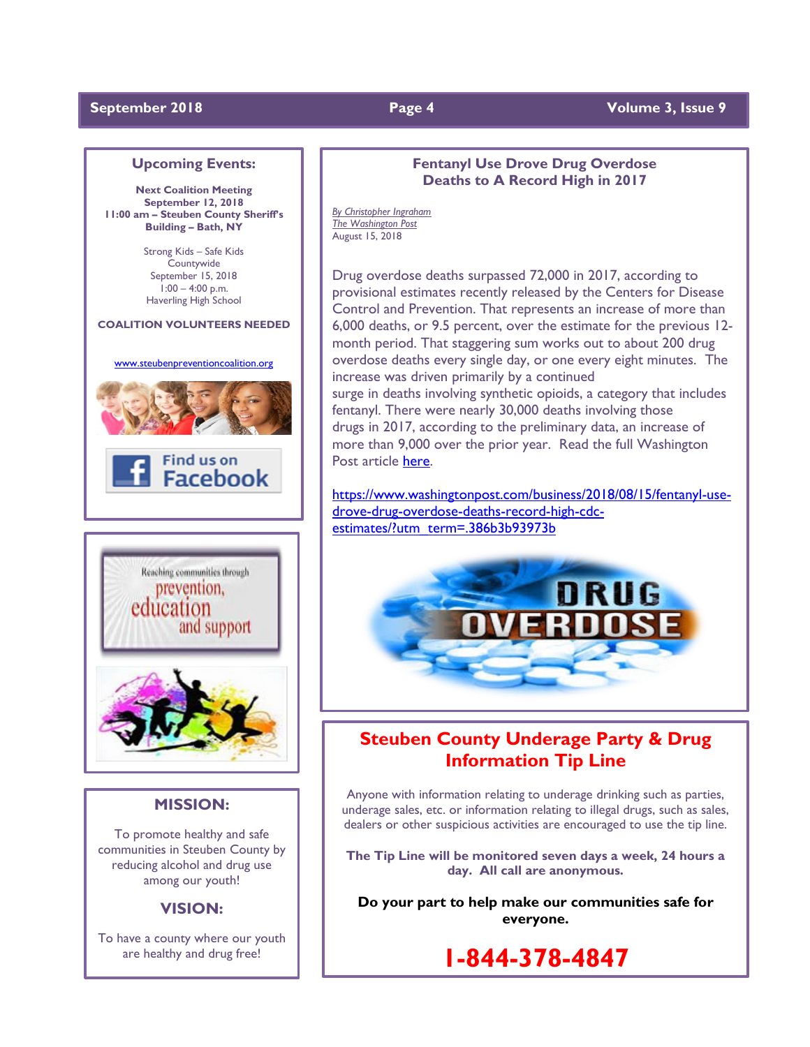## Upcoming Events:

**Next Coalition Meeting**
**September 12, 2018**
**11:00 am – Steuben County Sheriff's Building – Bath, NY**

Strong Kids – Safe Kids
Countywide
September 15, 2018
1:00 – 4:00 p.m.
Haverling High School

**COALITION VOLUNTEERS NEEDED**

www.steubenpreventioncoalition.org

Find us on Facebook

Reaching communities through prevention, education and support

## MISSION:

To promote healthy and safe communities in Steuben County by reducing alcohol and drug use among our youth!

## VISION:

To have a county where our youth are healthy and drug free!

## Fentanyl Use Drove Drug Overdose Deaths to A Record High in 2017

*By Christopher Ingraham*
*The Washington Post*
August 15, 2018

Drug overdose deaths surpassed 72,000 in 2017, according to provisional estimates recently released by the Centers for Disease Control and Prevention. That represents an increase of more than 6,000 deaths, or 9.5 percent, over the estimate for the previous 12-month period. That staggering sum works out to about 200 drug overdose deaths every single day, or one every eight minutes. The increase was driven primarily by a continued surge in deaths involving synthetic opioids, a category that includes fentanyl. There were nearly 30,000 deaths involving those drugs in 2017, according to the preliminary data, an increase of more than 9,000 over the prior year. Read the full Washington Post article here.

https://www.washingtonpost.com/business/2018/08/15/fentanyl-use-drove-drug-overdose-deaths-record-high-cdc-estimates/?utm_term=.386b3b93973b

DRUG OVERDOSE

## Steuben County Underage Party & Drug Information Tip Line

Anyone with information relating to underage drinking such as parties, underage sales, etc. or information relating to illegal drugs, such as sales, dealers or other suspicious activities are encouraged to use the tip line.

**The Tip Line will be monitored seven days a week, 24 hours a day. All call are anonymous.**

**Do your part to help make our communities safe for everyone.**

**1-844-378-4847**